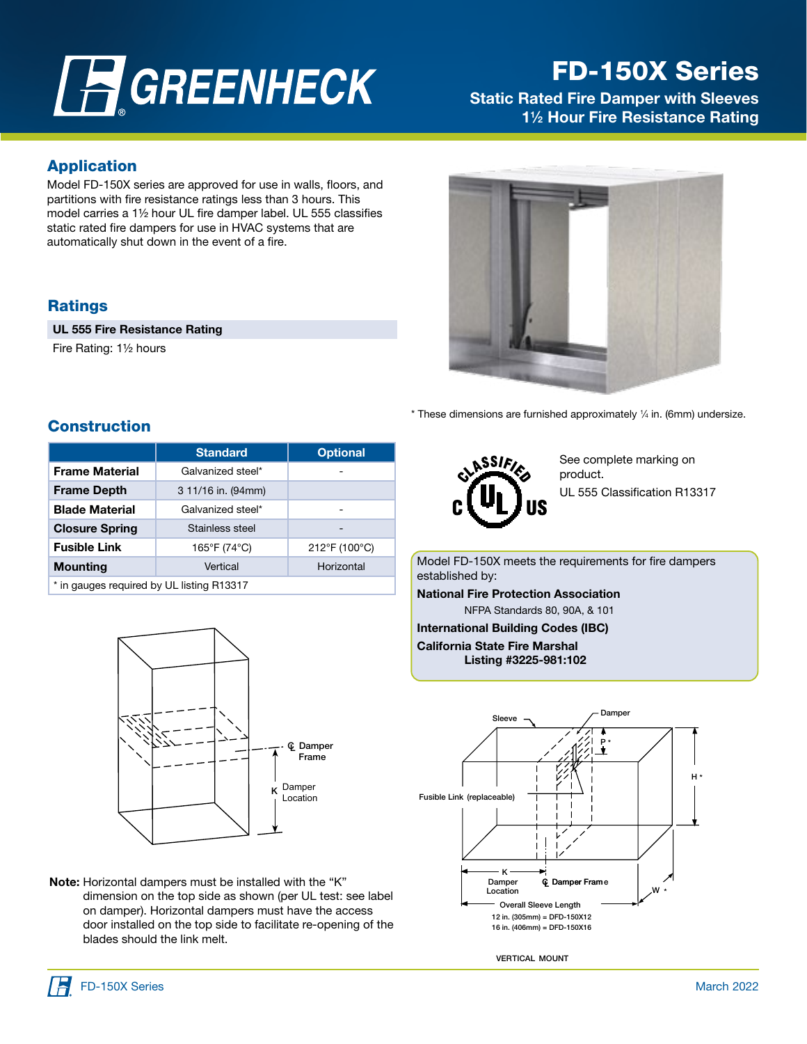# GREENHECK

## FD-150X Series

### Static Rated Fire Damper with Sleeves
### 1½ Hour Fire Resistance Rating

## Application

Model FD-150X series are approved for use in walls, floors, and partitions with fire resistance ratings less than 3 hours. This model carries a 1½ hour UL fire damper label. UL 555 classifies static rated fire dampers for use in HVAC systems that are automatically shut down in the event of a fire.

## Ratings

**UL 555 Fire Resistance Rating**

Fire Rating: 1½ hours

\* These dimensions are furnished approximately ¼ in. (6mm) undersize.

## Construction

| | Standard | Optional |
|---|---|---|
| **Frame Material** | Galvanized steel* | - |
| **Frame Depth** | 3 11/16 in. (94mm) | |
| **Blade Material** | Galvanized steel* | - |
| **Closure Spring** | Stainless steel | - |
| **Fusible Link** | 165°F (74°C) | 212°F (100°C) |
| **Mounting** | Vertical | Horizontal |
| * in gauges required by UL listing R13317 | | |

See complete marking on product.

UL 555 Classification R13317

Model FD-150X meets the requirements for fire dampers established by:

**National Fire Protection Association**

NFPA Standards 80, 90A, & 101

**International Building Codes (IBC)**

**California State Fire Marshal**
**Listing #3225-981:102**

℄ Damper Frame

K Damper Location

**Note:** Horizontal dampers must be installed with the "K" dimension on the top side as shown (per UL test: see label on damper). Horizontal dampers must have the access door installed on the top side to facilitate re-opening of the blades should the link melt.

Sleeve — Damper — P* — H* — Fusible Link (replaceable) — K Damper Location — ℄ Damper Frame — W* — Overall Sleeve Length

12 in. (305mm) = DFD-150X12
16 in. (406mm) = DFD-150X16

VERTICAL MOUNT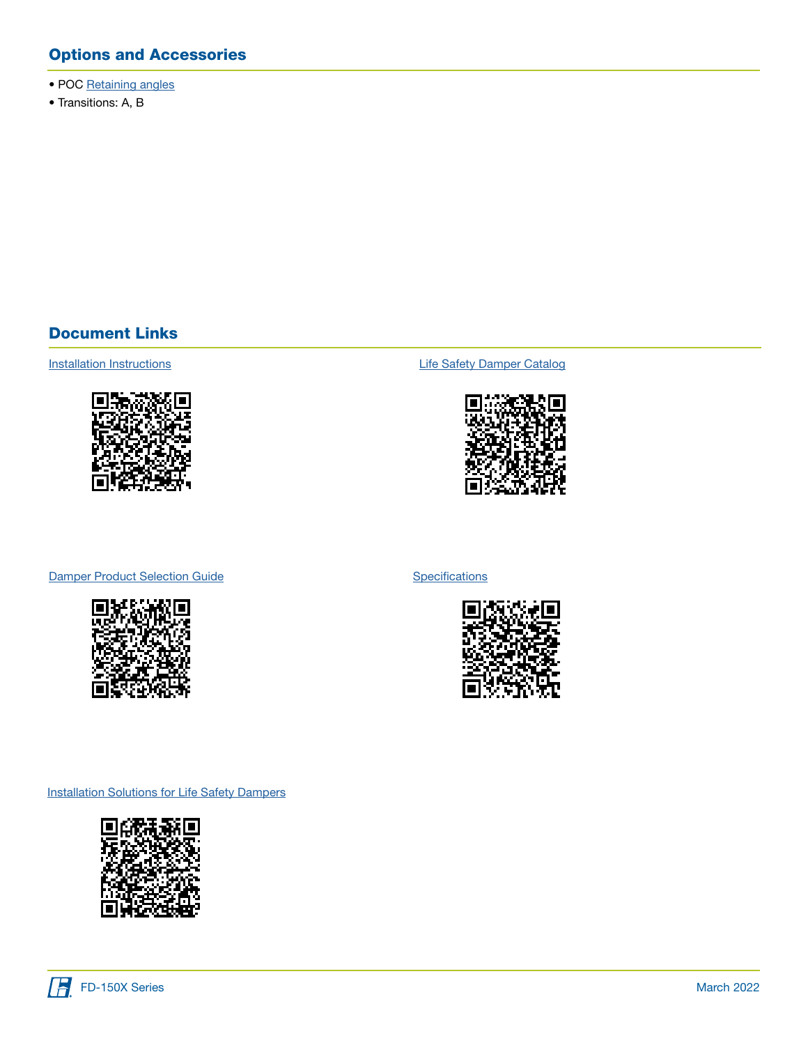## Options and Accessories

- POC Retaining angles
- Transitions: A, B

## Document Links

Installation Instructions

Life Safety Damper Catalog

Damper Product Selection Guide

Specifications

Installation Solutions for Life Safety Dampers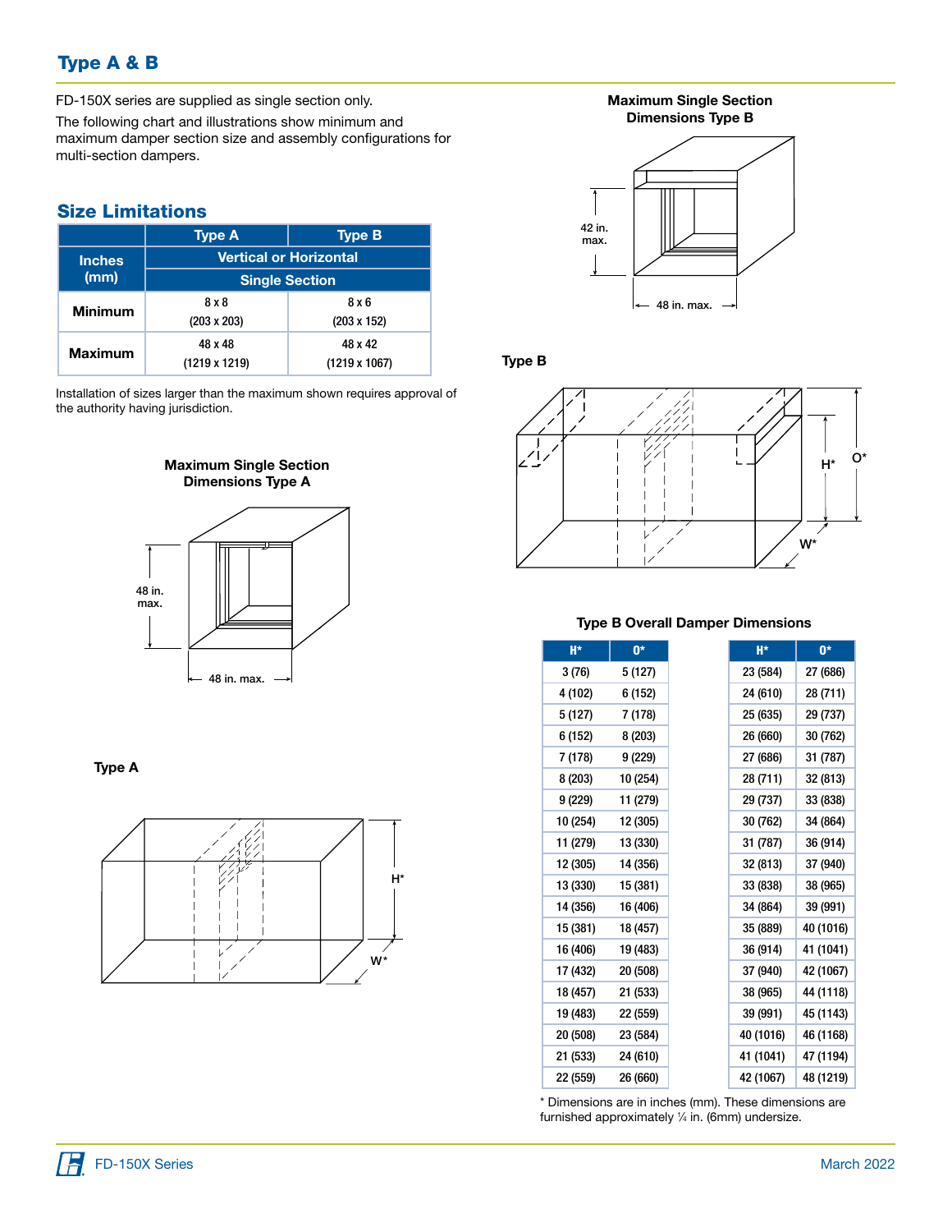## Type A & B

FD-150X series are supplied as single section only.

The following chart and illustrations show minimum and maximum damper section size and assembly configurations for multi-section dampers.

### Size Limitations

| Inches (mm) | Type A | Type B |
|---|---|---|
| | Vertical or Horizontal | |
| | Single Section | |
| **Minimum** | 8 x 8 (203 x 203) | 8 x 6 (203 x 152) |
| **Maximum** | 48 x 48 (1219 x 1219) | 48 x 42 (1219 x 1067) |

Installation of sizes larger than the maximum shown requires approval of the authority having jurisdiction.

**Maximum Single Section Dimensions Type A**

48 in. max.

48 in. max.

**Type A**

H*

W*

**Maximum Single Section Dimensions Type B**

42 in. max.

48 in. max.

**Type B**

H*

O*

W*

**Type B Overall Damper Dimensions**

| H* | O* | H* | O* |
|---|---|---|---|
| 3 (76) | 5 (127) | 23 (584) | 27 (686) |
| 4 (102) | 6 (152) | 24 (610) | 28 (711) |
| 5 (127) | 7 (178) | 25 (635) | 29 (737) |
| 6 (152) | 8 (203) | 26 (660) | 30 (762) |
| 7 (178) | 9 (229) | 27 (686) | 31 (787) |
| 8 (203) | 10 (254) | 28 (711) | 32 (813) |
| 9 (229) | 11 (279) | 29 (737) | 33 (838) |
| 10 (254) | 12 (305) | 30 (762) | 34 (864) |
| 11 (279) | 13 (330) | 31 (787) | 36 (914) |
| 12 (305) | 14 (356) | 32 (813) | 37 (940) |
| 13 (330) | 15 (381) | 33 (838) | 38 (965) |
| 14 (356) | 16 (406) | 34 (864) | 39 (991) |
| 15 (381) | 18 (457) | 35 (889) | 40 (1016) |
| 16 (406) | 19 (483) | 36 (914) | 41 (1041) |
| 17 (432) | 20 (508) | 37 (940) | 42 (1067) |
| 18 (457) | 21 (533) | 38 (965) | 44 (1118) |
| 19 (483) | 22 (559) | 39 (991) | 45 (1143) |
| 20 (508) | 23 (584) | 40 (1016) | 46 (1168) |
| 21 (533) | 24 (610) | 41 (1041) | 47 (1194) |
| 22 (559) | 26 (660) | 42 (1067) | 48 (1219) |

* Dimensions are in inches (mm). These dimensions are furnished approximately ¼ in. (6mm) undersize.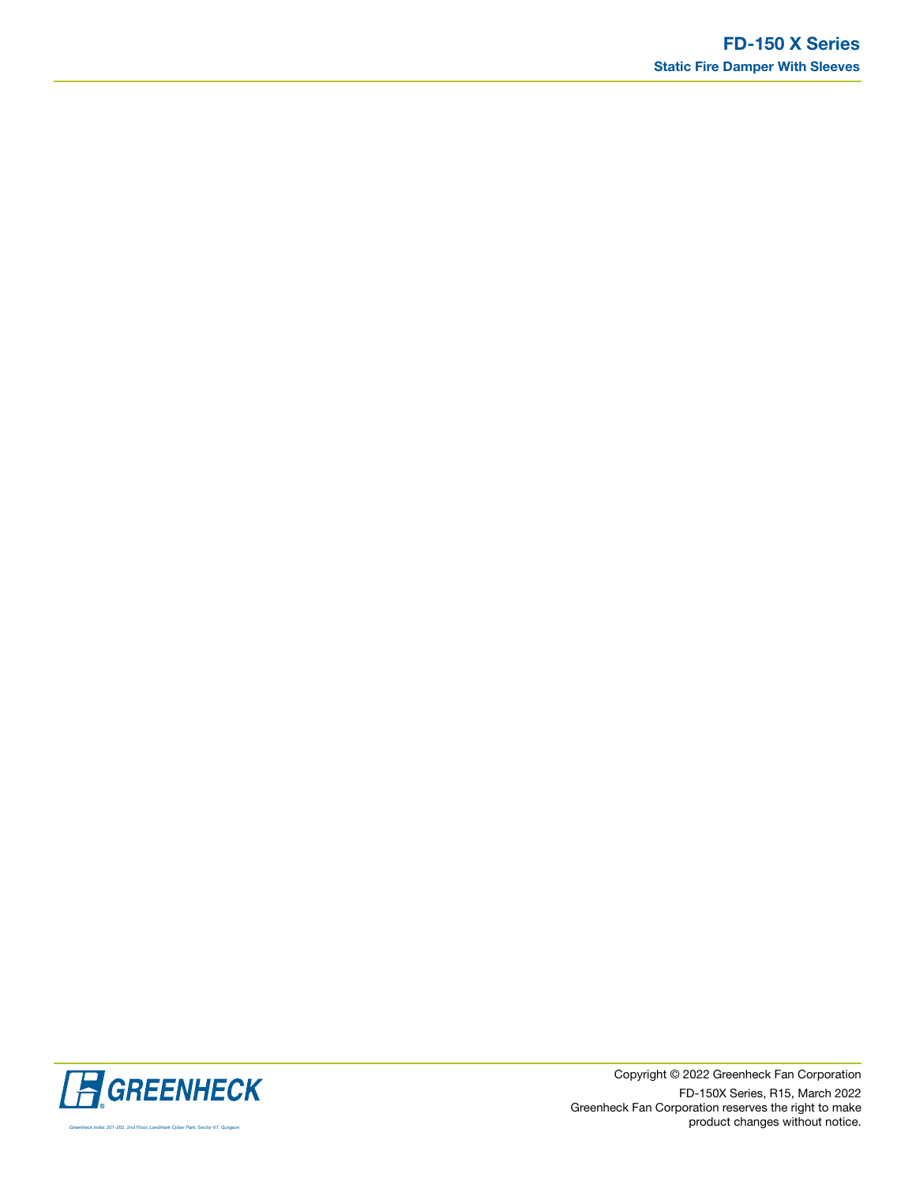GREENHECK

Greenheck India: 201-202, 2nd Floor, Landmark Cyber Park, Sector 67, Gurgaon

Copyright © 2022 Greenheck Fan Corporation

FD-150X Series, R15, March 2022
Greenheck Fan Corporation reserves the right to make product changes without notice.